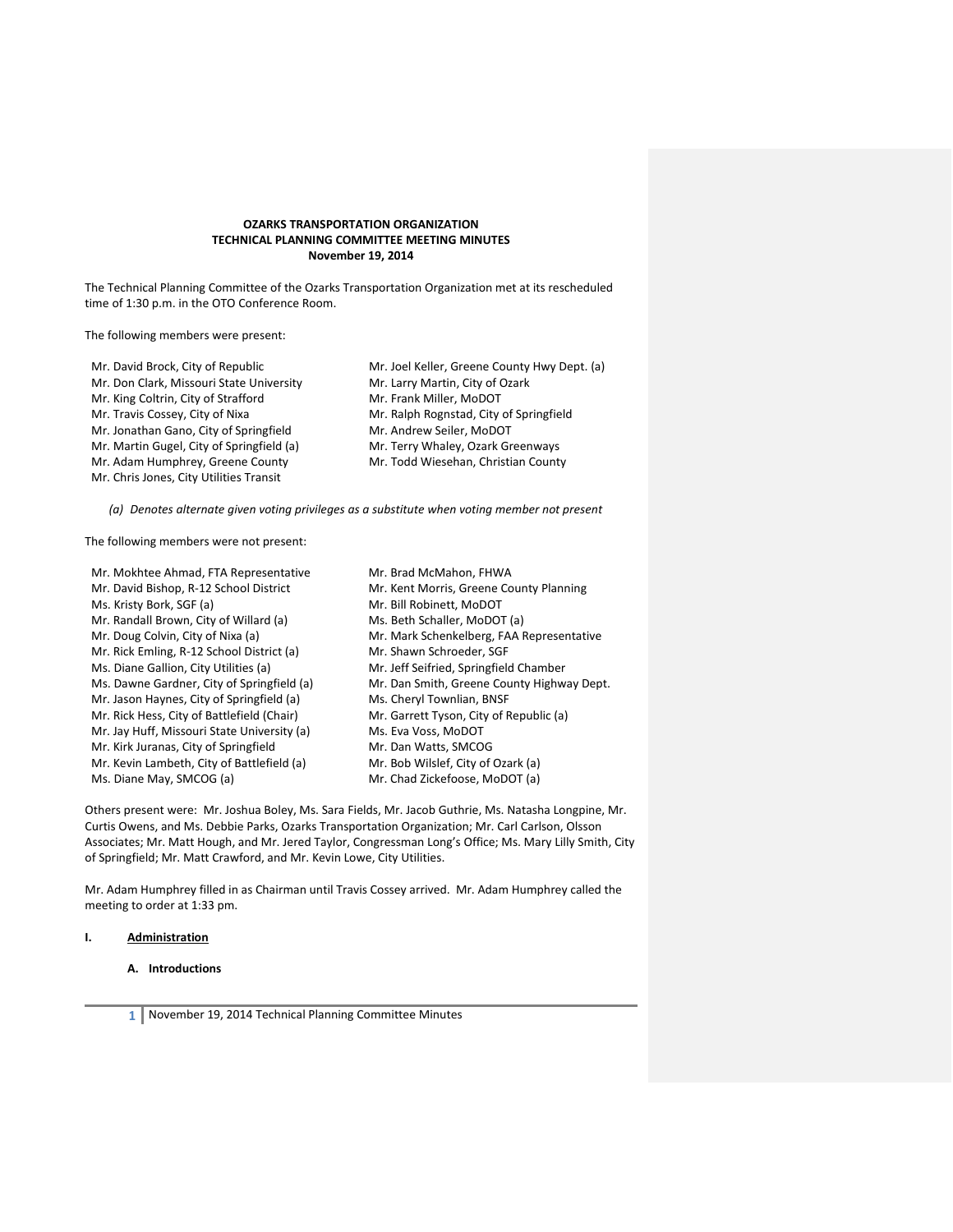**OZARKS TRANSPORTATION ORGANIZATION**
**TECHNICAL PLANNING COMMITTEE MEETING MINUTES**
**November 19, 2014**

The Technical Planning Committee of the Ozarks Transportation Organization met at its rescheduled time of 1:30 p.m. in the OTO Conference Room.

The following members were present:

Mr. David Brock, City of Republic
Mr. Don Clark, Missouri State University
Mr. King Coltrin, City of Strafford
Mr. Travis Cossey, City of Nixa
Mr. Jonathan Gano, City of Springfield
Mr. Martin Gugel, City of Springfield (a)
Mr. Adam Humphrey, Greene County
Mr. Chris Jones, City Utilities Transit
Mr. Joel Keller, Greene County Hwy Dept. (a)
Mr. Larry Martin, City of Ozark
Mr. Frank Miller, MoDOT
Mr. Ralph Rognstad, City of Springfield
Mr. Andrew Seiler, MoDOT
Mr. Terry Whaley, Ozark Greenways
Mr. Todd Wiesehan, Christian County

*(a) Denotes alternate given voting privileges as a substitute when voting member not present*

The following members were not present:

Mr. Mokhtee Ahmad, FTA Representative
Mr. David Bishop, R-12 School District
Ms. Kristy Bork, SGF (a)
Mr. Randall Brown, City of Willard (a)
Mr. Doug Colvin, City of Nixa (a)
Mr. Rick Emling, R-12 School District (a)
Ms. Diane Gallion, City Utilities (a)
Ms. Dawne Gardner, City of Springfield (a)
Mr. Jason Haynes, City of Springfield (a)
Mr. Rick Hess, City of Battlefield (Chair)
Mr. Jay Huff, Missouri State University (a)
Mr. Kirk Juranas, City of Springfield
Mr. Kevin Lambeth, City of Battlefield (a)
Ms. Diane May, SMCOG (a)
Mr. Brad McMahon, FHWA
Mr. Kent Morris, Greene County Planning
Mr. Bill Robinett, MoDOT
Ms. Beth Schaller, MoDOT (a)
Mr. Mark Schenkelberg, FAA Representative
Mr. Shawn Schroeder, SGF
Mr. Jeff Seifried, Springfield Chamber
Mr. Dan Smith, Greene County Highway Dept.
Ms. Cheryl Townlian, BNSF
Mr. Garrett Tyson, City of Republic (a)
Ms. Eva Voss, MoDOT
Mr. Dan Watts, SMCOG
Mr. Bob Wilslef, City of Ozark (a)
Mr. Chad Zickefoose, MoDOT (a)

Others present were: Mr. Joshua Boley, Ms. Sara Fields, Mr. Jacob Guthrie, Ms. Natasha Longpine, Mr. Curtis Owens, and Ms. Debbie Parks, Ozarks Transportation Organization; Mr. Carl Carlson, Olsson Associates; Mr. Matt Hough, and Mr. Jered Taylor, Congressman Long's Office; Ms. Mary Lilly Smith, City of Springfield; Mr. Matt Crawford, and Mr. Kevin Lowe, City Utilities.

Mr. Adam Humphrey filled in as Chairman until Travis Cossey arrived. Mr. Adam Humphrey called the meeting to order at 1:33 pm.

## I. Administration

### A. Introductions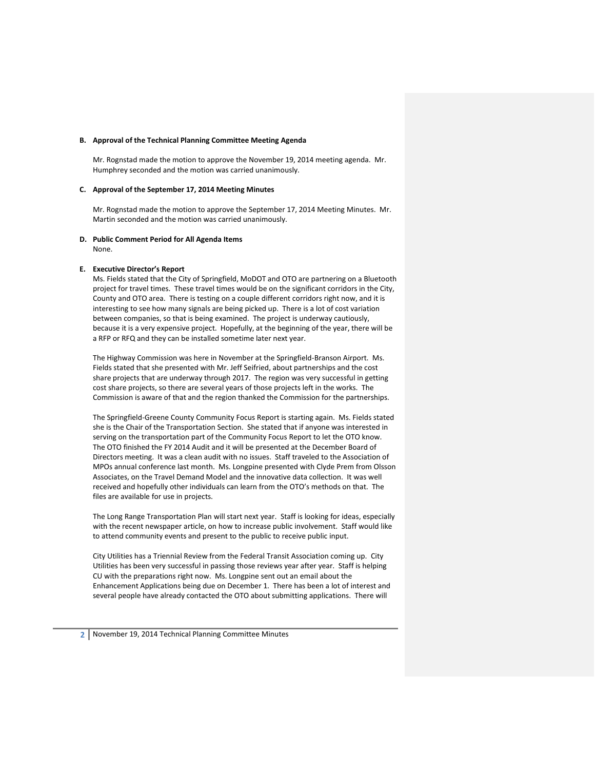### B. Approval of the Technical Planning Committee Meeting Agenda

Mr. Rognstad made the motion to approve the November 19, 2014 meeting agenda. Mr. Humphrey seconded and the motion was carried unanimously.

### C. Approval of the September 17, 2014 Meeting Minutes

Mr. Rognstad made the motion to approve the September 17, 2014 Meeting Minutes. Mr. Martin seconded and the motion was carried unanimously.

### D. Public Comment Period for All Agenda Items

None.

### E. Executive Director's Report

Ms. Fields stated that the City of Springfield, MoDOT and OTO are partnering on a Bluetooth project for travel times. These travel times would be on the significant corridors in the City, County and OTO area. There is testing on a couple different corridors right now, and it is interesting to see how many signals are being picked up. There is a lot of cost variation between companies, so that is being examined. The project is underway cautiously, because it is a very expensive project. Hopefully, at the beginning of the year, there will be a RFP or RFQ and they can be installed sometime later next year.

The Highway Commission was here in November at the Springfield-Branson Airport. Ms. Fields stated that she presented with Mr. Jeff Seifried, about partnerships and the cost share projects that are underway through 2017. The region was very successful in getting cost share projects, so there are several years of those projects left in the works. The Commission is aware of that and the region thanked the Commission for the partnerships.

The Springfield-Greene County Community Focus Report is starting again. Ms. Fields stated she is the Chair of the Transportation Section. She stated that if anyone was interested in serving on the transportation part of the Community Focus Report to let the OTO know. The OTO finished the FY 2014 Audit and it will be presented at the December Board of Directors meeting. It was a clean audit with no issues. Staff traveled to the Association of MPOs annual conference last month. Ms. Longpine presented with Clyde Prem from Olsson Associates, on the Travel Demand Model and the innovative data collection. It was well received and hopefully other individuals can learn from the OTO's methods on that. The files are available for use in projects.

The Long Range Transportation Plan will start next year. Staff is looking for ideas, especially with the recent newspaper article, on how to increase public involvement. Staff would like to attend community events and present to the public to receive public input.

City Utilities has a Triennial Review from the Federal Transit Association coming up. City Utilities has been very successful in passing those reviews year after year. Staff is helping CU with the preparations right now. Ms. Longpine sent out an email about the Enhancement Applications being due on December 1. There has been a lot of interest and several people have already contacted the OTO about submitting applications. There will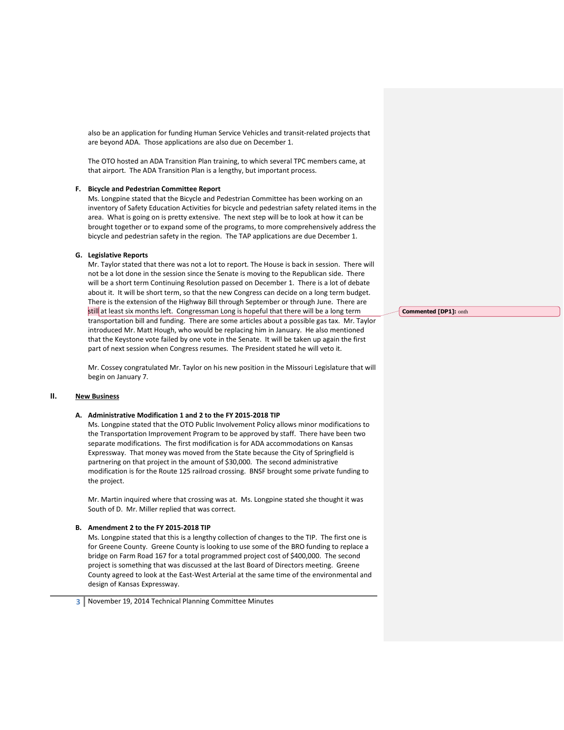also be an application for funding Human Service Vehicles and transit-related projects that are beyond ADA. Those applications are also due on December 1.

The OTO hosted an ADA Transition Plan training, to which several TPC members came, at that airport. The ADA Transition Plan is a lengthy, but important process.

**F. Bicycle and Pedestrian Committee Report**

Ms. Longpine stated that the Bicycle and Pedestrian Committee has been working on an inventory of Safety Education Activities for bicycle and pedestrian safety related items in the area. What is going on is pretty extensive. The next step will be to look at how it can be brought together or to expand some of the programs, to more comprehensively address the bicycle and pedestrian safety in the region. The TAP applications are due December 1.

**G. Legislative Reports**

Mr. Taylor stated that there was not a lot to report. The House is back in session. There will not be a lot done in the session since the Senate is moving to the Republican side. There will be a short term Continuing Resolution passed on December 1. There is a lot of debate about it. It will be short term, so that the new Congress can decide on a long term budget. There is the extension of the Highway Bill through September or through June. There are still at least six months left. Congressman Long is hopeful that there will be a long term transportation bill and funding. There are some articles about a possible gas tax. Mr. Taylor introduced Mr. Matt Hough, who would be replacing him in January. He also mentioned that the Keystone vote failed by one vote in the Senate. It will be taken up again the first part of next session when Congress resumes. The President stated he will veto it.

Commented [DP1]: onth

Mr. Cossey congratulated Mr. Taylor on his new position in the Missouri Legislature that will begin on January 7.

## II. New Business

**A. Administrative Modification 1 and 2 to the FY 2015-2018 TIP**

Ms. Longpine stated that the OTO Public Involvement Policy allows minor modifications to the Transportation Improvement Program to be approved by staff. There have been two separate modifications. The first modification is for ADA accommodations on Kansas Expressway. That money was moved from the State because the City of Springfield is partnering on that project in the amount of $30,000. The second administrative modification is for the Route 125 railroad crossing. BNSF brought some private funding to the project.

Mr. Martin inquired where that crossing was at. Ms. Longpine stated she thought it was South of D. Mr. Miller replied that was correct.

**B. Amendment 2 to the FY 2015-2018 TIP**

Ms. Longpine stated that this is a lengthy collection of changes to the TIP. The first one is for Greene County. Greene County is looking to use some of the BRO funding to replace a bridge on Farm Road 167 for a total programmed project cost of $400,000. The second project is something that was discussed at the last Board of Directors meeting. Greene County agreed to look at the East-West Arterial at the same time of the environmental and design of Kansas Expressway.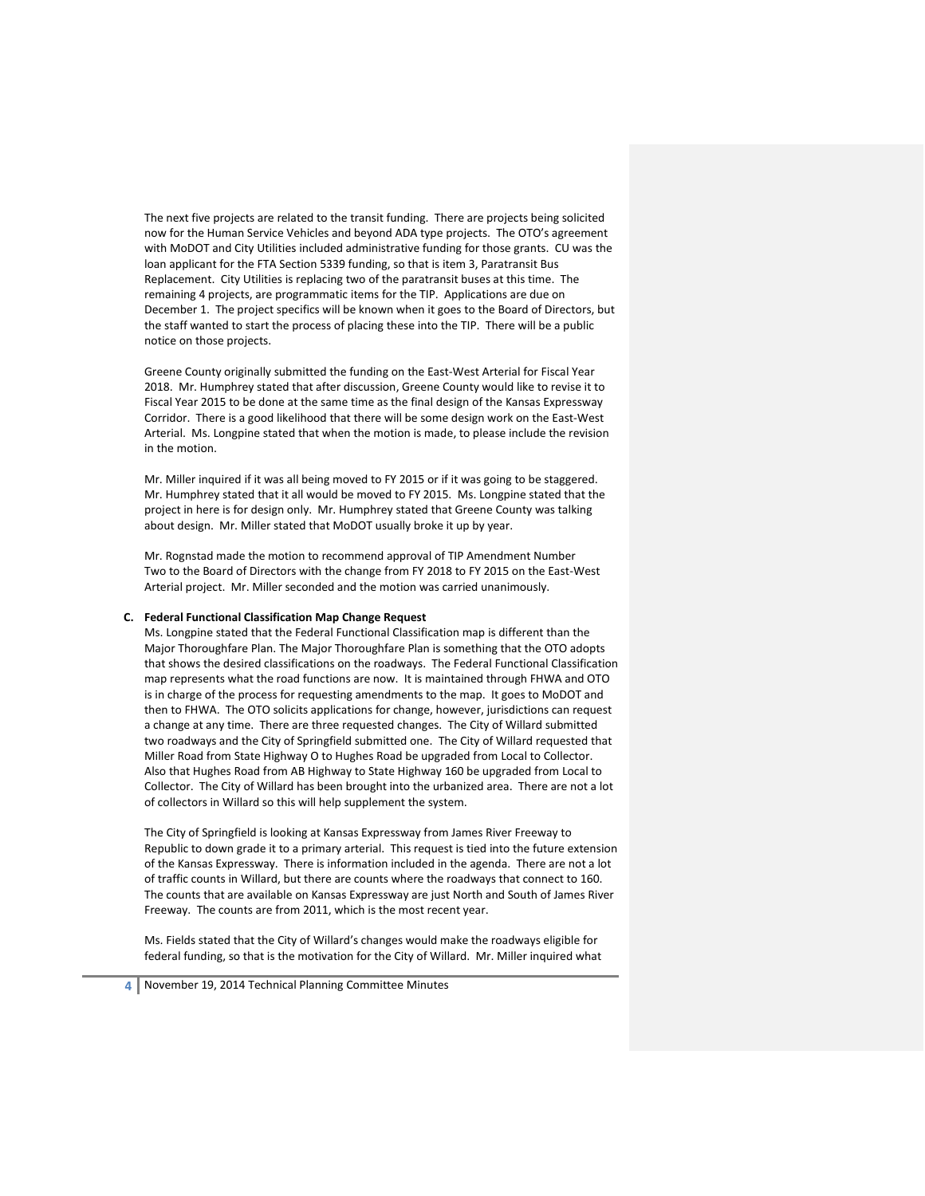The next five projects are related to the transit funding. There are projects being solicited now for the Human Service Vehicles and beyond ADA type projects. The OTO's agreement with MoDOT and City Utilities included administrative funding for those grants. CU was the loan applicant for the FTA Section 5339 funding, so that is item 3, Paratransit Bus Replacement. City Utilities is replacing two of the paratransit buses at this time. The remaining 4 projects, are programmatic items for the TIP. Applications are due on December 1. The project specifics will be known when it goes to the Board of Directors, but the staff wanted to start the process of placing these into the TIP. There will be a public notice on those projects.

Greene County originally submitted the funding on the East-West Arterial for Fiscal Year 2018. Mr. Humphrey stated that after discussion, Greene County would like to revise it to Fiscal Year 2015 to be done at the same time as the final design of the Kansas Expressway Corridor. There is a good likelihood that there will be some design work on the East-West Arterial. Ms. Longpine stated that when the motion is made, to please include the revision in the motion.

Mr. Miller inquired if it was all being moved to FY 2015 or if it was going to be staggered. Mr. Humphrey stated that it all would be moved to FY 2015. Ms. Longpine stated that the project in here is for design only. Mr. Humphrey stated that Greene County was talking about design. Mr. Miller stated that MoDOT usually broke it up by year.

Mr. Rognstad made the motion to recommend approval of TIP Amendment Number Two to the Board of Directors with the change from FY 2018 to FY 2015 on the East-West Arterial project. Mr. Miller seconded and the motion was carried unanimously.

**C. Federal Functional Classification Map Change Request**

Ms. Longpine stated that the Federal Functional Classification map is different than the Major Thoroughfare Plan. The Major Thoroughfare Plan is something that the OTO adopts that shows the desired classifications on the roadways. The Federal Functional Classification map represents what the road functions are now. It is maintained through FHWA and OTO is in charge of the process for requesting amendments to the map. It goes to MoDOT and then to FHWA. The OTO solicits applications for change, however, jurisdictions can request a change at any time. There are three requested changes. The City of Willard submitted two roadways and the City of Springfield submitted one. The City of Willard requested that Miller Road from State Highway O to Hughes Road be upgraded from Local to Collector. Also that Hughes Road from AB Highway to State Highway 160 be upgraded from Local to Collector. The City of Willard has been brought into the urbanized area. There are not a lot of collectors in Willard so this will help supplement the system.

The City of Springfield is looking at Kansas Expressway from James River Freeway to Republic to down grade it to a primary arterial. This request is tied into the future extension of the Kansas Expressway. There is information included in the agenda. There are not a lot of traffic counts in Willard, but there are counts where the roadways that connect to 160. The counts that are available on Kansas Expressway are just North and South of James River Freeway. The counts are from 2011, which is the most recent year.

Ms. Fields stated that the City of Willard's changes would make the roadways eligible for federal funding, so that is the motivation for the City of Willard. Mr. Miller inquired what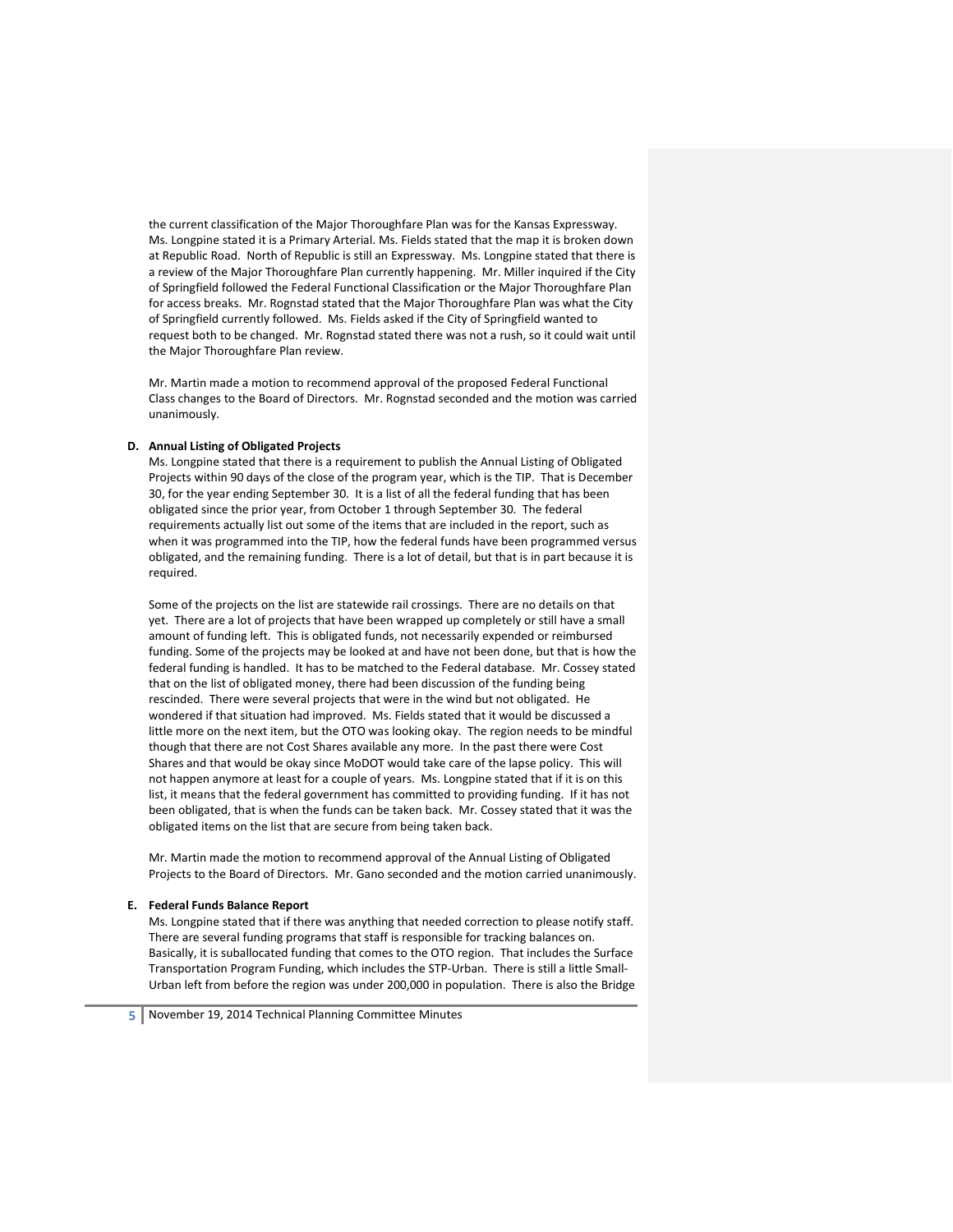the current classification of the Major Thoroughfare Plan was for the Kansas Expressway. Ms. Longpine stated it is a Primary Arterial. Ms. Fields stated that the map it is broken down at Republic Road. North of Republic is still an Expressway. Ms. Longpine stated that there is a review of the Major Thoroughfare Plan currently happening. Mr. Miller inquired if the City of Springfield followed the Federal Functional Classification or the Major Thoroughfare Plan for access breaks. Mr. Rognstad stated that the Major Thoroughfare Plan was what the City of Springfield currently followed. Ms. Fields asked if the City of Springfield wanted to request both to be changed. Mr. Rognstad stated there was not a rush, so it could wait until the Major Thoroughfare Plan review.

Mr. Martin made a motion to recommend approval of the proposed Federal Functional Class changes to the Board of Directors. Mr. Rognstad seconded and the motion was carried unanimously.

**D. Annual Listing of Obligated Projects**

Ms. Longpine stated that there is a requirement to publish the Annual Listing of Obligated Projects within 90 days of the close of the program year, which is the TIP. That is December 30, for the year ending September 30. It is a list of all the federal funding that has been obligated since the prior year, from October 1 through September 30. The federal requirements actually list out some of the items that are included in the report, such as when it was programmed into the TIP, how the federal funds have been programmed versus obligated, and the remaining funding. There is a lot of detail, but that is in part because it is required.

Some of the projects on the list are statewide rail crossings. There are no details on that yet. There are a lot of projects that have been wrapped up completely or still have a small amount of funding left. This is obligated funds, not necessarily expended or reimbursed funding. Some of the projects may be looked at and have not been done, but that is how the federal funding is handled. It has to be matched to the Federal database. Mr. Cossey stated that on the list of obligated money, there had been discussion of the funding being rescinded. There were several projects that were in the wind but not obligated. He wondered if that situation had improved. Ms. Fields stated that it would be discussed a little more on the next item, but the OTO was looking okay. The region needs to be mindful though that there are not Cost Shares available any more. In the past there were Cost Shares and that would be okay since MoDOT would take care of the lapse policy. This will not happen anymore at least for a couple of years. Ms. Longpine stated that if it is on this list, it means that the federal government has committed to providing funding. If it has not been obligated, that is when the funds can be taken back. Mr. Cossey stated that it was the obligated items on the list that are secure from being taken back.

Mr. Martin made the motion to recommend approval of the Annual Listing of Obligated Projects to the Board of Directors. Mr. Gano seconded and the motion carried unanimously.

**E. Federal Funds Balance Report**

Ms. Longpine stated that if there was anything that needed correction to please notify staff. There are several funding programs that staff is responsible for tracking balances on. Basically, it is suballocated funding that comes to the OTO region. That includes the Surface Transportation Program Funding, which includes the STP-Urban. There is still a little Small-Urban left from before the region was under 200,000 in population. There is also the Bridge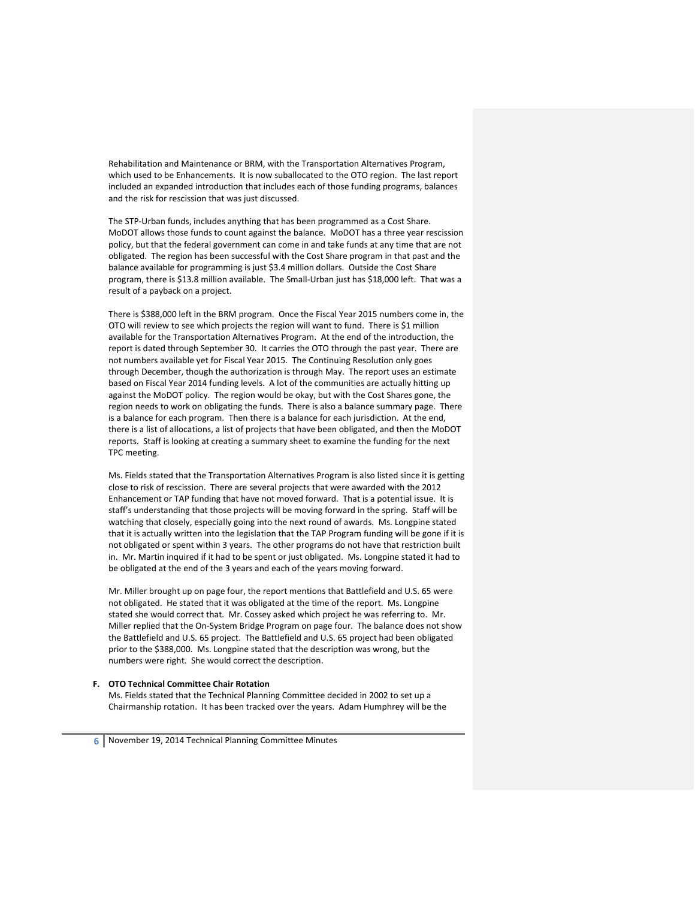Rehabilitation and Maintenance or BRM, with the Transportation Alternatives Program, which used to be Enhancements. It is now suballocated to the OTO region. The last report included an expanded introduction that includes each of those funding programs, balances and the risk for rescission that was just discussed.

The STP-Urban funds, includes anything that has been programmed as a Cost Share. MoDOT allows those funds to count against the balance. MoDOT has a three year rescission policy, but that the federal government can come in and take funds at any time that are not obligated. The region has been successful with the Cost Share program in that past and the balance available for programming is just $3.4 million dollars. Outside the Cost Share program, there is $13.8 million available. The Small-Urban just has $18,000 left. That was a result of a payback on a project.

There is $388,000 left in the BRM program. Once the Fiscal Year 2015 numbers come in, the OTO will review to see which projects the region will want to fund. There is $1 million available for the Transportation Alternatives Program. At the end of the introduction, the report is dated through September 30. It carries the OTO through the past year. There are not numbers available yet for Fiscal Year 2015. The Continuing Resolution only goes through December, though the authorization is through May. The report uses an estimate based on Fiscal Year 2014 funding levels. A lot of the communities are actually hitting up against the MoDOT policy. The region would be okay, but with the Cost Shares gone, the region needs to work on obligating the funds. There is also a balance summary page. There is a balance for each program. Then there is a balance for each jurisdiction. At the end, there is a list of allocations, a list of projects that have been obligated, and then the MoDOT reports. Staff is looking at creating a summary sheet to examine the funding for the next TPC meeting.

Ms. Fields stated that the Transportation Alternatives Program is also listed since it is getting close to risk of rescission. There are several projects that were awarded with the 2012 Enhancement or TAP funding that have not moved forward. That is a potential issue. It is staff's understanding that those projects will be moving forward in the spring. Staff will be watching that closely, especially going into the next round of awards. Ms. Longpine stated that it is actually written into the legislation that the TAP Program funding will be gone if it is not obligated or spent within 3 years. The other programs do not have that restriction built in. Mr. Martin inquired if it had to be spent or just obligated. Ms. Longpine stated it had to be obligated at the end of the 3 years and each of the years moving forward.

Mr. Miller brought up on page four, the report mentions that Battlefield and U.S. 65 were not obligated. He stated that it was obligated at the time of the report. Ms. Longpine stated she would correct that. Mr. Cossey asked which project he was referring to. Mr. Miller replied that the On-System Bridge Program on page four. The balance does not show the Battlefield and U.S. 65 project. The Battlefield and U.S. 65 project had been obligated prior to the $388,000. Ms. Longpine stated that the description was wrong, but the numbers were right. She would correct the description.

**F. OTO Technical Committee Chair Rotation**

Ms. Fields stated that the Technical Planning Committee decided in 2002 to set up a Chairmanship rotation. It has been tracked over the years. Adam Humphrey will be the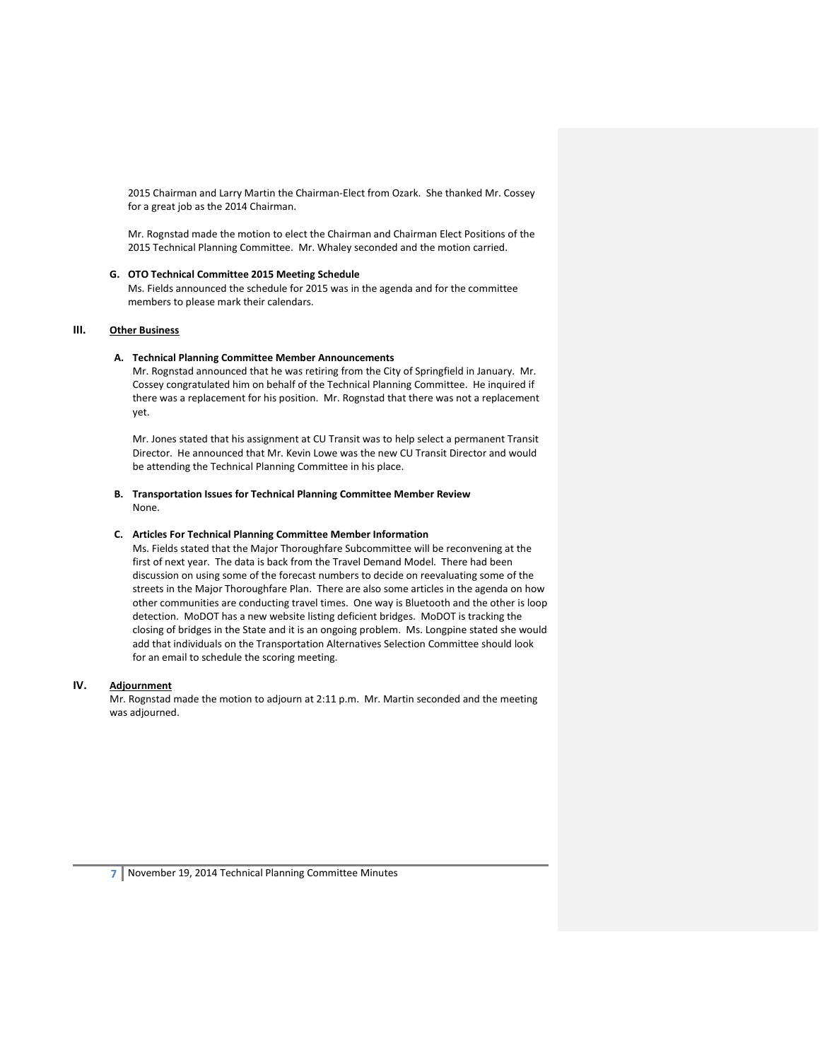2015 Chairman and Larry Martin the Chairman-Elect from Ozark. She thanked Mr. Cossey for a great job as the 2014 Chairman.

Mr. Rognstad made the motion to elect the Chairman and Chairman Elect Positions of the 2015 Technical Planning Committee. Mr. Whaley seconded and the motion carried.

**G. OTO Technical Committee 2015 Meeting Schedule**

Ms. Fields announced the schedule for 2015 was in the agenda and for the committee members to please mark their calendars.

## III. Other Business

**A. Technical Planning Committee Member Announcements**

Mr. Rognstad announced that he was retiring from the City of Springfield in January. Mr. Cossey congratulated him on behalf of the Technical Planning Committee. He inquired if there was a replacement for his position. Mr. Rognstad that there was not a replacement yet.

Mr. Jones stated that his assignment at CU Transit was to help select a permanent Transit Director. He announced that Mr. Kevin Lowe was the new CU Transit Director and would be attending the Technical Planning Committee in his place.

**B. Transportation Issues for Technical Planning Committee Member Review**

None.

**C. Articles For Technical Planning Committee Member Information**

Ms. Fields stated that the Major Thoroughfare Subcommittee will be reconvening at the first of next year. The data is back from the Travel Demand Model. There had been discussion on using some of the forecast numbers to decide on reevaluating some of the streets in the Major Thoroughfare Plan. There are also some articles in the agenda on how other communities are conducting travel times. One way is Bluetooth and the other is loop detection. MoDOT has a new website listing deficient bridges. MoDOT is tracking the closing of bridges in the State and it is an ongoing problem. Ms. Longpine stated she would add that individuals on the Transportation Alternatives Selection Committee should look for an email to schedule the scoring meeting.

## IV. Adjournment

Mr. Rognstad made the motion to adjourn at 2:11 p.m. Mr. Martin seconded and the meeting was adjourned.